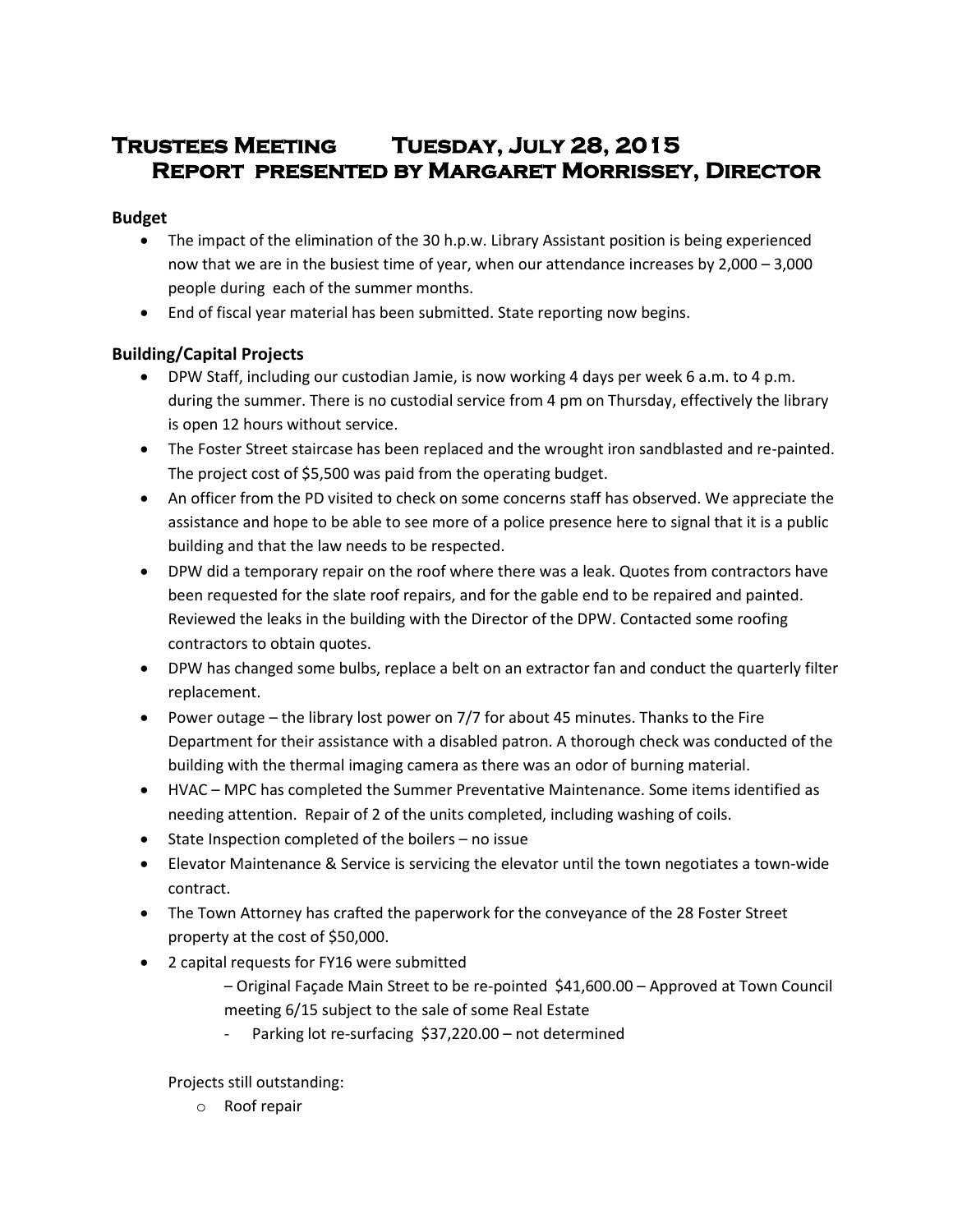# Trustees Meeting Tuesday, July 28, 2015
# Report presented by Margaret Morrissey, Director

## Budget

- The impact of the elimination of the 30 h.p.w. Library Assistant position is being experienced now that we are in the busiest time of year, when our attendance increases by 2,000 – 3,000 people during each of the summer months.
- End of fiscal year material has been submitted. State reporting now begins.

## Building/Capital Projects

- DPW Staff, including our custodian Jamie, is now working 4 days per week 6 a.m. to 4 p.m. during the summer. There is no custodial service from 4 pm on Thursday, effectively the library is open 12 hours without service.
- The Foster Street staircase has been replaced and the wrought iron sandblasted and re-painted. The project cost of $5,500 was paid from the operating budget.
- An officer from the PD visited to check on some concerns staff has observed. We appreciate the assistance and hope to be able to see more of a police presence here to signal that it is a public building and that the law needs to be respected.
- DPW did a temporary repair on the roof where there was a leak. Quotes from contractors have been requested for the slate roof repairs, and for the gable end to be repaired and painted. Reviewed the leaks in the building with the Director of the DPW. Contacted some roofing contractors to obtain quotes.
- DPW has changed some bulbs, replace a belt on an extractor fan and conduct the quarterly filter replacement.
- Power outage – the library lost power on 7/7 for about 45 minutes. Thanks to the Fire Department for their assistance with a disabled patron. A thorough check was conducted of the building with the thermal imaging camera as there was an odor of burning material.
- HVAC – MPC has completed the Summer Preventative Maintenance. Some items identified as needing attention. Repair of 2 of the units completed, including washing of coils.
- State Inspection completed of the boilers – no issue
- Elevator Maintenance & Service is servicing the elevator until the town negotiates a town-wide contract.
- The Town Attorney has crafted the paperwork for the conveyance of the 28 Foster Street property at the cost of $50,000.
- 2 capital requests for FY16 were submitted
  - Original Façade Main Street to be re-pointed $41,600.00 – Approved at Town Council meeting 6/15 subject to the sale of some Real Estate
  - Parking lot re-surfacing $37,220.00 – not determined

Projects still outstanding:

- Roof repair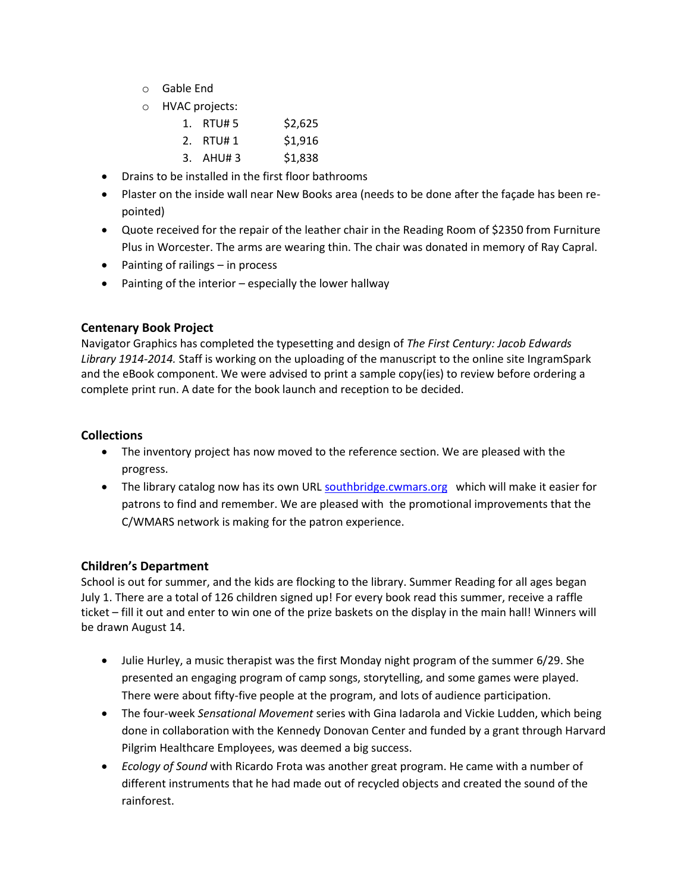- Gable End
  - HVAC projects:
    1. RTU# 5 $2,625
    2. RTU# 1 $1,916
    3. AHU# 3 $1,838
- Drains to be installed in the first floor bathrooms
- Plaster on the inside wall near New Books area (needs to be done after the façade has been re-pointed)
- Quote received for the repair of the leather chair in the Reading Room of $2350 from Furniture Plus in Worcester. The arms are wearing thin. The chair was donated in memory of Ray Capral.
- Painting of railings – in process
- Painting of the interior – especially the lower hallway

### Centenary Book Project

Navigator Graphics has completed the typesetting and design of *The First Century: Jacob Edwards Library 1914-2014.* Staff is working on the uploading of the manuscript to the online site IngramSpark and the eBook component. We were advised to print a sample copy(ies) to review before ordering a complete print run. A date for the book launch and reception to be decided.

### Collections

- The inventory project has now moved to the reference section. We are pleased with the progress.
- The library catalog now has its own URL southbridge.cwmars.org which will make it easier for patrons to find and remember. We are pleased with the promotional improvements that the C/WMARS network is making for the patron experience.

### Children's Department

School is out for summer, and the kids are flocking to the library. Summer Reading for all ages began July 1. There are a total of 126 children signed up! For every book read this summer, receive a raffle ticket – fill it out and enter to win one of the prize baskets on the display in the main hall! Winners will be drawn August 14.

- Julie Hurley, a music therapist was the first Monday night program of the summer 6/29. She presented an engaging program of camp songs, storytelling, and some games were played. There were about fifty-five people at the program, and lots of audience participation.
- The four-week *Sensational Movement* series with Gina Iadarola and Vickie Ludden, which being done in collaboration with the Kennedy Donovan Center and funded by a grant through Harvard Pilgrim Healthcare Employees, was deemed a big success.
- *Ecology of Sound* with Ricardo Frota was another great program. He came with a number of different instruments that he had made out of recycled objects and created the sound of the rainforest.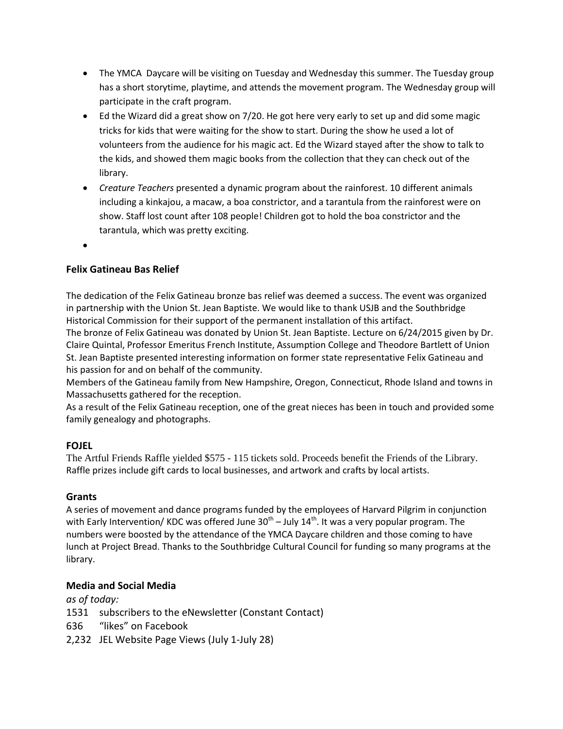- The YMCA  Daycare will be visiting on Tuesday and Wednesday this summer. The Tuesday group has a short storytime, playtime, and attends the movement program. The Wednesday group will participate in the craft program.
- Ed the Wizard did a great show on 7/20. He got here very early to set up and did some magic tricks for kids that were waiting for the show to start. During the show he used a lot of volunteers from the audience for his magic act. Ed the Wizard stayed after the show to talk to the kids, and showed them magic books from the collection that they can check out of the library.
- *Creature Teachers* presented a dynamic program about the rainforest. 10 different animals including a kinkajou, a macaw, a boa constrictor, and a tarantula from the rainforest were on show. Staff lost count after 108 people! Children got to hold the boa constrictor and the tarantula, which was pretty exciting.
- 

### Felix Gatineau Bas Relief

The dedication of the Felix Gatineau bronze bas relief was deemed a success. The event was organized in partnership with the Union St. Jean Baptiste. We would like to thank USJB and the Southbridge Historical Commission for their support of the permanent installation of this artifact.
The bronze of Felix Gatineau was donated by Union St. Jean Baptiste. Lecture on 6/24/2015 given by Dr. Claire Quintal, Professor Emeritus French Institute, Assumption College and Theodore Bartlett of Union St. Jean Baptiste presented interesting information on former state representative Felix Gatineau and his passion for and on behalf of the community.
Members of the Gatineau family from New Hampshire, Oregon, Connecticut, Rhode Island and towns in Massachusetts gathered for the reception.
As a result of the Felix Gatineau reception, one of the great nieces has been in touch and provided some family genealogy and photographs.

### FOJEL

The Artful Friends Raffle yielded $575 - 115 tickets sold. Proceeds benefit the Friends of the Library. Raffle prizes include gift cards to local businesses, and artwork and crafts by local artists.

### Grants

A series of movement and dance programs funded by the employees of Harvard Pilgrim in conjunction with Early Intervention/ KDC was offered June 30th – July 14th. It was a very popular program. The numbers were boosted by the attendance of the YMCA Daycare children and those coming to have lunch at Project Bread. Thanks to the Southbridge Cultural Council for funding so many programs at the library.

### Media and Social Media

*as of today:*

1531 subscribers to the eNewsletter (Constant Contact)
636 "likes" on Facebook
2,232 JEL Website Page Views (July 1-July 28)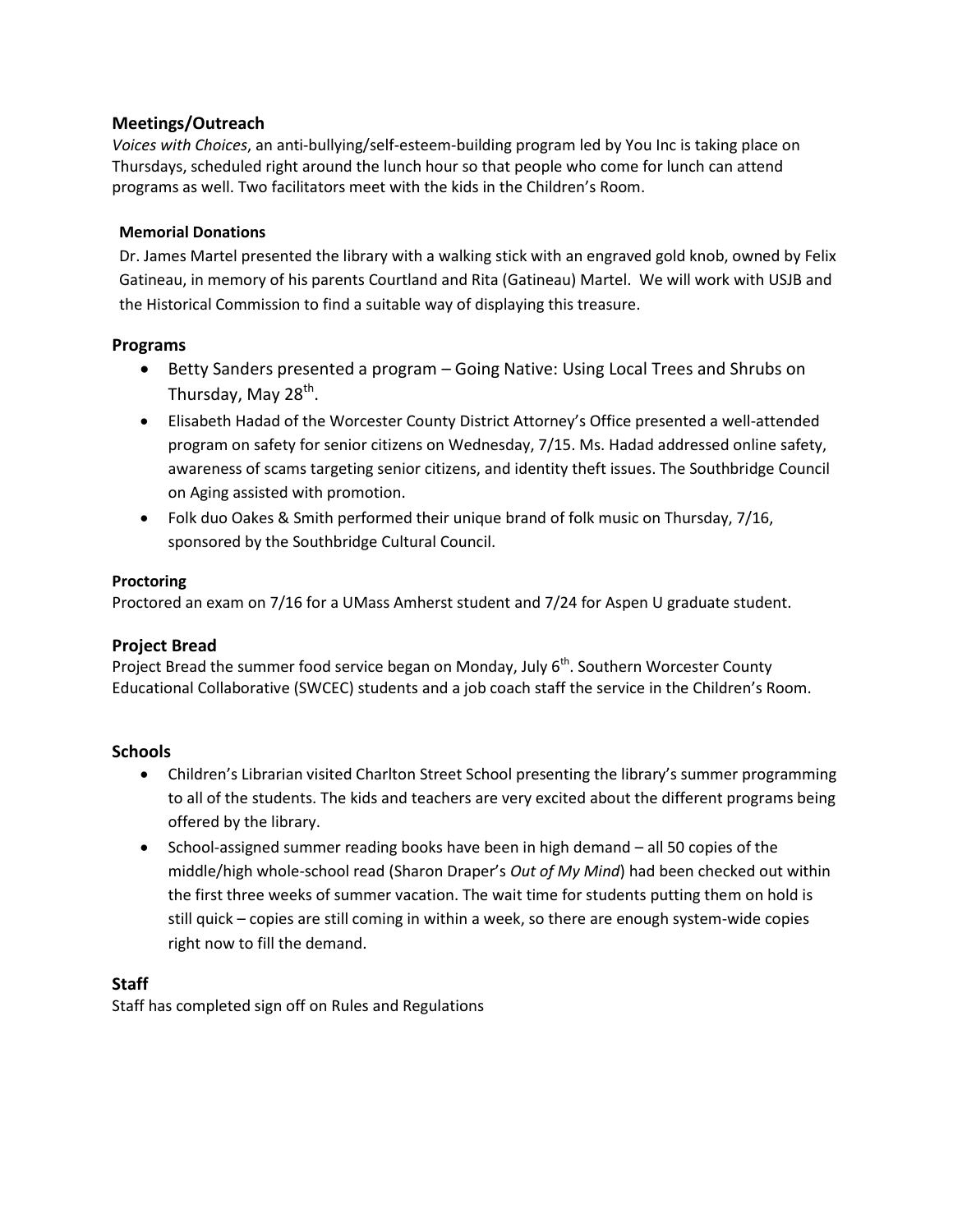## Meetings/Outreach

*Voices with Choices*, an anti-bullying/self-esteem-building program led by You Inc is taking place on Thursdays, scheduled right around the lunch hour so that people who come for lunch can attend programs as well. Two facilitators meet with the kids in the Children's Room.

### Memorial Donations

Dr. James Martel presented the library with a walking stick with an engraved gold knob, owned by Felix Gatineau, in memory of his parents Courtland and Rita (Gatineau) Martel. We will work with USJB and the Historical Commission to find a suitable way of displaying this treasure.

## Programs

- Betty Sanders presented a program – Going Native: Using Local Trees and Shrubs on Thursday, May 28th.
- Elisabeth Hadad of the Worcester County District Attorney's Office presented a well-attended program on safety for senior citizens on Wednesday, 7/15. Ms. Hadad addressed online safety, awareness of scams targeting senior citizens, and identity theft issues. The Southbridge Council on Aging assisted with promotion.
- Folk duo Oakes & Smith performed their unique brand of folk music on Thursday, 7/16, sponsored by the Southbridge Cultural Council.

### Proctoring

Proctored an exam on 7/16 for a UMass Amherst student and 7/24 for Aspen U graduate student.

## Project Bread

Project Bread the summer food service began on Monday, July 6th. Southern Worcester County Educational Collaborative (SWCEC) students and a job coach staff the service in the Children's Room.

## Schools

- Children's Librarian visited Charlton Street School presenting the library's summer programming to all of the students. The kids and teachers are very excited about the different programs being offered by the library.
- School-assigned summer reading books have been in high demand – all 50 copies of the middle/high whole-school read (Sharon Draper's *Out of My Mind*) had been checked out within the first three weeks of summer vacation. The wait time for students putting them on hold is still quick – copies are still coming in within a week, so there are enough system-wide copies right now to fill the demand.

## Staff

Staff has completed sign off on Rules and Regulations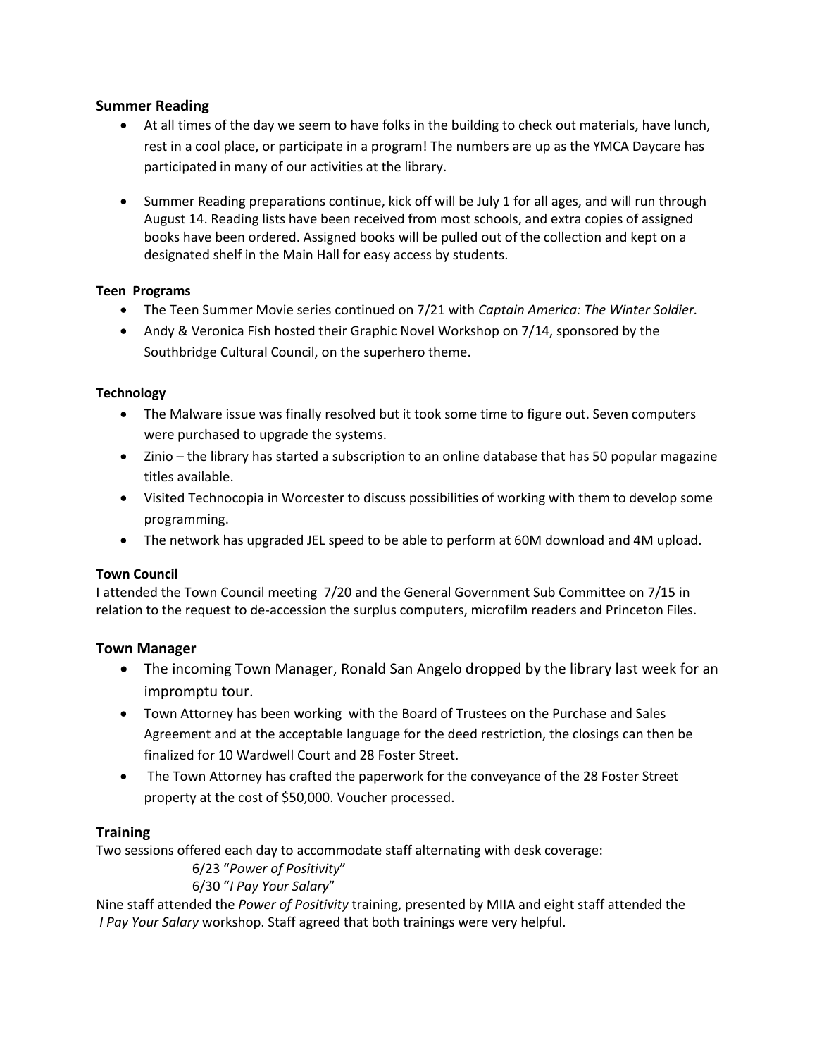## Summer Reading

- At all times of the day we seem to have folks in the building to check out materials, have lunch, rest in a cool place, or participate in a program! The numbers are up as the YMCA Daycare has participated in many of our activities at the library.
- Summer Reading preparations continue, kick off will be July 1 for all ages, and will run through August 14. Reading lists have been received from most schools, and extra copies of assigned books have been ordered. Assigned books will be pulled out of the collection and kept on a designated shelf in the Main Hall for easy access by students.

### Teen Programs

- The Teen Summer Movie series continued on 7/21 with *Captain America: The Winter Soldier.*
- Andy & Veronica Fish hosted their Graphic Novel Workshop on 7/14, sponsored by the Southbridge Cultural Council, on the superhero theme.

### Technology

- The Malware issue was finally resolved but it took some time to figure out. Seven computers were purchased to upgrade the systems.
- Zinio – the library has started a subscription to an online database that has 50 popular magazine titles available.
- Visited Technocopia in Worcester to discuss possibilities of working with them to develop some programming.
- The network has upgraded JEL speed to be able to perform at 60M download and 4M upload.

### Town Council

I attended the Town Council meeting 7/20 and the General Government Sub Committee on 7/15 in relation to the request to de-accession the surplus computers, microfilm readers and Princeton Files.

## Town Manager

- The incoming Town Manager, Ronald San Angelo dropped by the library last week for an impromptu tour.
- Town Attorney has been working with the Board of Trustees on the Purchase and Sales Agreement and at the acceptable language for the deed restriction, the closings can then be finalized for 10 Wardwell Court and 28 Foster Street.
- The Town Attorney has crafted the paperwork for the conveyance of the 28 Foster Street property at the cost of $50,000. Voucher processed.

## Training

Two sessions offered each day to accommodate staff alternating with desk coverage:

6/23 "*Power of Positivity*"
6/30 "*I Pay Your Salary*"

Nine staff attended the *Power of Positivity* training, presented by MIIA and eight staff attended the *I Pay Your Salary* workshop. Staff agreed that both trainings were very helpful.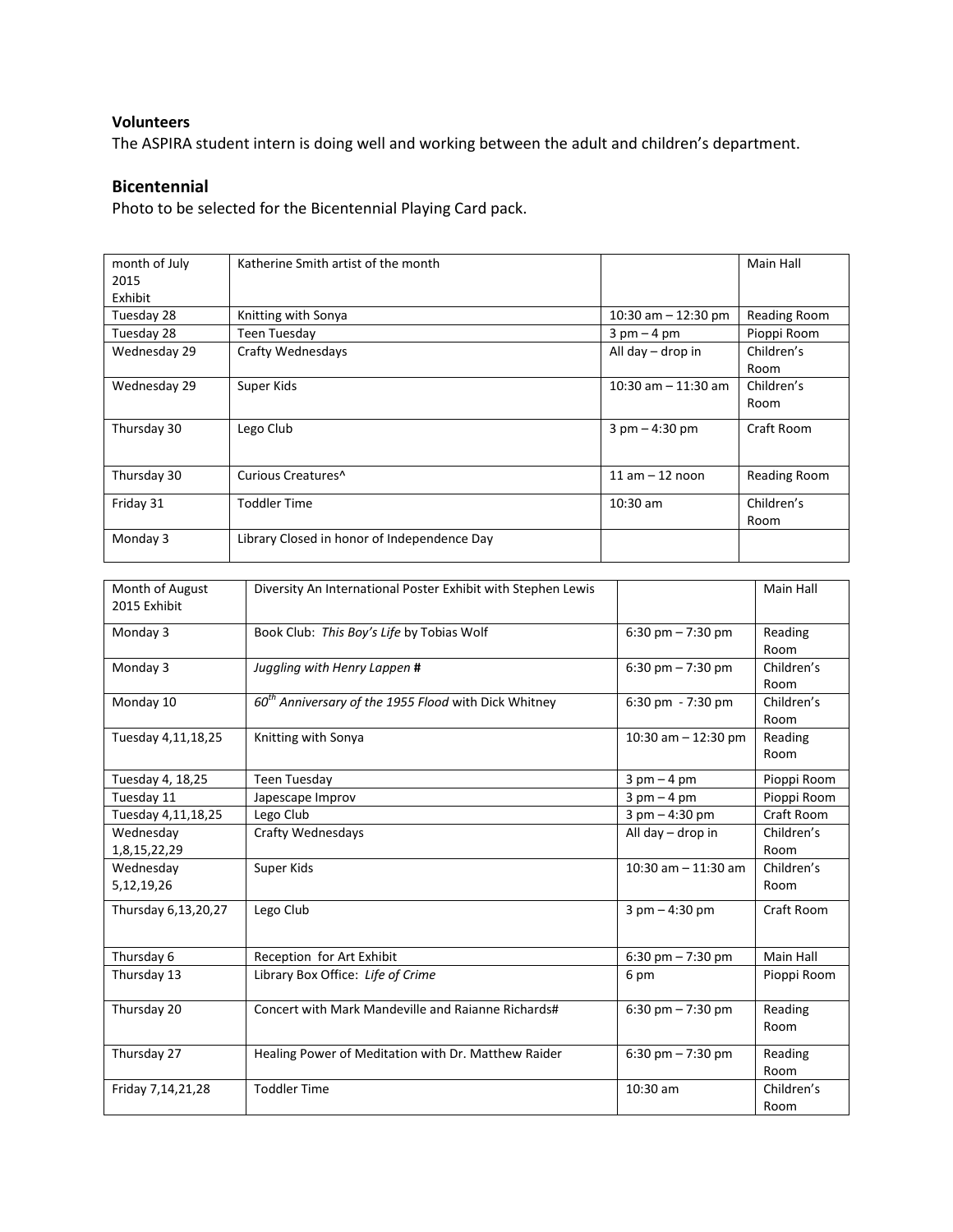**Volunteers**

The ASPIRA student intern is doing well and working between the adult and children's department.

## Bicentennial

Photo to be selected for the Bicentennial Playing Card pack.

| month of July 2015 Exhibit | Katherine Smith artist of the month | | Main Hall |
|---|---|---|---|
| Tuesday 28 | Knitting with Sonya | 10:30 am – 12:30 pm | Reading Room |
| Tuesday 28 | Teen Tuesday | 3 pm – 4 pm | Pioppi Room |
| Wednesday 29 | Crafty Wednesdays | All day – drop in | Children's Room |
| Wednesday 29 | Super Kids | 10:30 am – 11:30 am | Children's Room |
| Thursday 30 | Lego Club | 3 pm – 4:30 pm | Craft Room |
| Thursday 30 | Curious Creatures^ | 11 am – 12 noon | Reading Room |
| Friday 31 | Toddler Time | 10:30 am | Children's Room |
| Monday 3 | Library Closed in honor of Independence Day | | |

| Month of August 2015 Exhibit | Diversity An International Poster Exhibit with Stephen Lewis | | Main Hall |
|---|---|---|---|
| Monday 3 | Book Club: *This Boy's Life* by Tobias Wolf | 6:30 pm – 7:30 pm | Reading Room |
| Monday 3 | *Juggling with Henry Lappen* **#** | 6:30 pm – 7:30 pm | Children's Room |
| Monday 10 | *60th Anniversary of the 1955 Flood* with Dick Whitney | 6:30 pm - 7:30 pm | Children's Room |
| Tuesday 4,11,18,25 | Knitting with Sonya | 10:30 am – 12:30 pm | Reading Room |
| Tuesday 4, 18,25 | Teen Tuesday | 3 pm – 4 pm | Pioppi Room |
| Tuesday 11 | Japescape Improv | 3 pm – 4 pm | Pioppi Room |
| Tuesday 4,11,18,25 | Lego Club | 3 pm – 4:30 pm | Craft Room |
| Wednesday 1,8,15,22,29 | Crafty Wednesdays | All day – drop in | Children's Room |
| Wednesday 5,12,19,26 | Super Kids | 10:30 am – 11:30 am | Children's Room |
| Thursday 6,13,20,27 | Lego Club | 3 pm – 4:30 pm | Craft Room |
| Thursday 6 | Reception for Art Exhibit | 6:30 pm – 7:30 pm | Main Hall |
| Thursday 13 | Library Box Office: *Life of Crime* | 6 pm | Pioppi Room |
| Thursday 20 | Concert with Mark Mandeville and Raianne Richards# | 6:30 pm – 7:30 pm | Reading Room |
| Thursday 27 | Healing Power of Meditation with Dr. Matthew Raider | 6:30 pm – 7:30 pm | Reading Room |
| Friday 7,14,21,28 | Toddler Time | 10:30 am | Children's Room |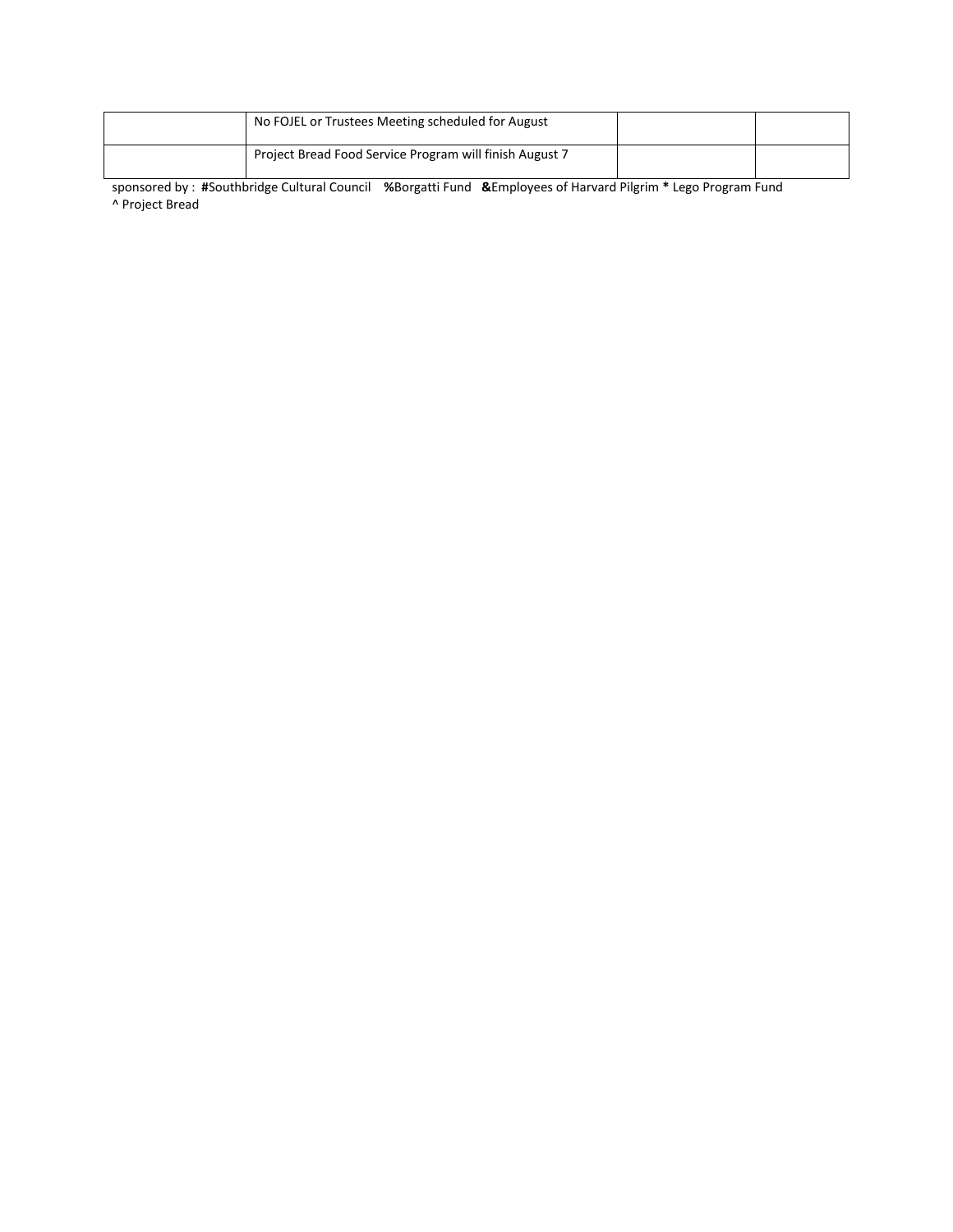| | | | |
|---|---|---|---|
| | No FOJEL or Trustees Meeting scheduled for August | | |
| | Project Bread Food Service Program will finish August 7 | | |

sponsored by : **#**Southbridge Cultural Council **%**Borgatti Fund **&**Employees of Harvard Pilgrim **\*** Lego Program Fund ^ Project Bread